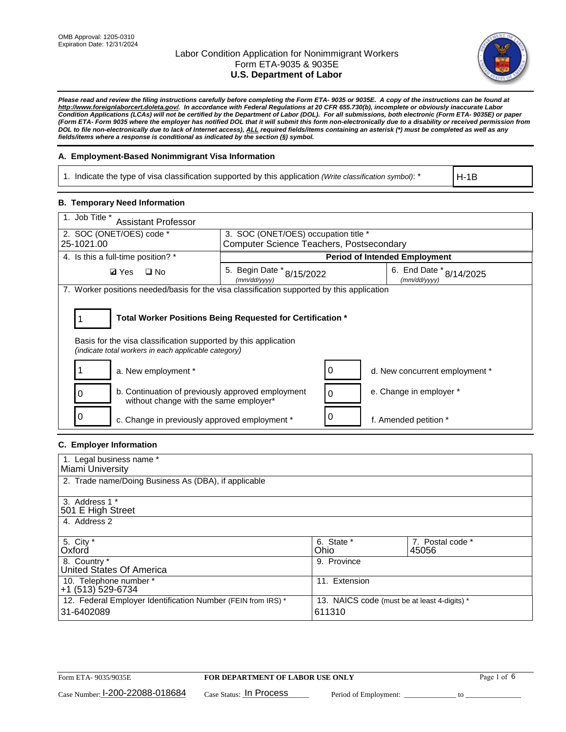OMB Approval: 1205-0310
Expiration Date: 12/31/2024

# Labor Condition Application for Nonimmigrant Workers
## Form ETA-9035 & 9035E
## U.S. Department of Labor

***Please read and review the filing instructions carefully before completing the Form ETA- 9035 or 9035E. A copy of the instructions can be found at http://www.foreignlaborcert.doleta.gov/. In accordance with Federal Regulations at 20 CFR 655.730(b), incomplete or obviously inaccurate Labor Condition Applications (LCAs) will not be certified by the Department of Labor (DOL). For all submissions, both electronic (Form ETA- 9035E) or paper (Form ETA- Form 9035 where the employer has notified DOL that it will submit this form non-electronically due to a disability or received permission from DOL to file non-electronically due to lack of Internet access), ALL required fields/items containing an asterisk (*) must be completed as well as any fields/items where a response is conditional as indicated by the section (§) symbol.***

### A. Employment-Based Nonimmigrant Visa Information

| 1. Indicate the type of visa classification supported by this application *(Write classification symbol)*: * | H-1B |
|---|---|

### B. Temporary Need Information

| 1. Job Title * Assistant Professor | | |
|---|---|---|
| 2. SOC (ONET/OES) code * 25-1021.00 | 3. SOC (ONET/OES) occupation title * Computer Science Teachers, Postsecondary | |
| 4. Is this a full-time position? * | Period of Intended Employment | |
| ☑ Yes ☐ No | 5. Begin Date * (mm/dd/yyyy) 8/15/2022 | 6. End Date * (mm/dd/yyyy) 8/14/2025 |

7. Worker positions needed/basis for the visa classification supported by this application

**1** — **Total Worker Positions Being Requested for Certification ***

Basis for the visa classification supported by this application
*(indicate total workers in each applicable category)*

| Count | Category | Count | Category |
|---|---|---|---|
| 1 | a. New employment * | 0 | d. New concurrent employment * |
| 0 | b. Continuation of previously approved employment without change with the same employer* | 0 | e. Change in employer * |
| 0 | c. Change in previously approved employment * | 0 | f. Amended petition * |

### C. Employer Information

| 1. Legal business name * Miami University | | |
|---|---|---|
| 2. Trade name/Doing Business As (DBA), if applicable | | |
| 3. Address 1 * 501 E High Street | | |
| 4. Address 2 | | |
| 5. City * Oxford | 6. State * Ohio | 7. Postal code * 45056 |
| 8. Country * United States Of America | 9. Province | |
| 10. Telephone number * +1 (513) 529-6734 | 11. Extension | |
| 12. Federal Employer Identification Number (FEIN from IRS) * 31-6402089 | 13. NAICS code (must be at least 4-digits) * 611310 | |

Form ETA- 9035/9035E — **FOR DEPARTMENT OF LABOR USE ONLY**

Case Number: I-200-22088-018684 Case Status: In Process Period of Employment: ______________ to ______________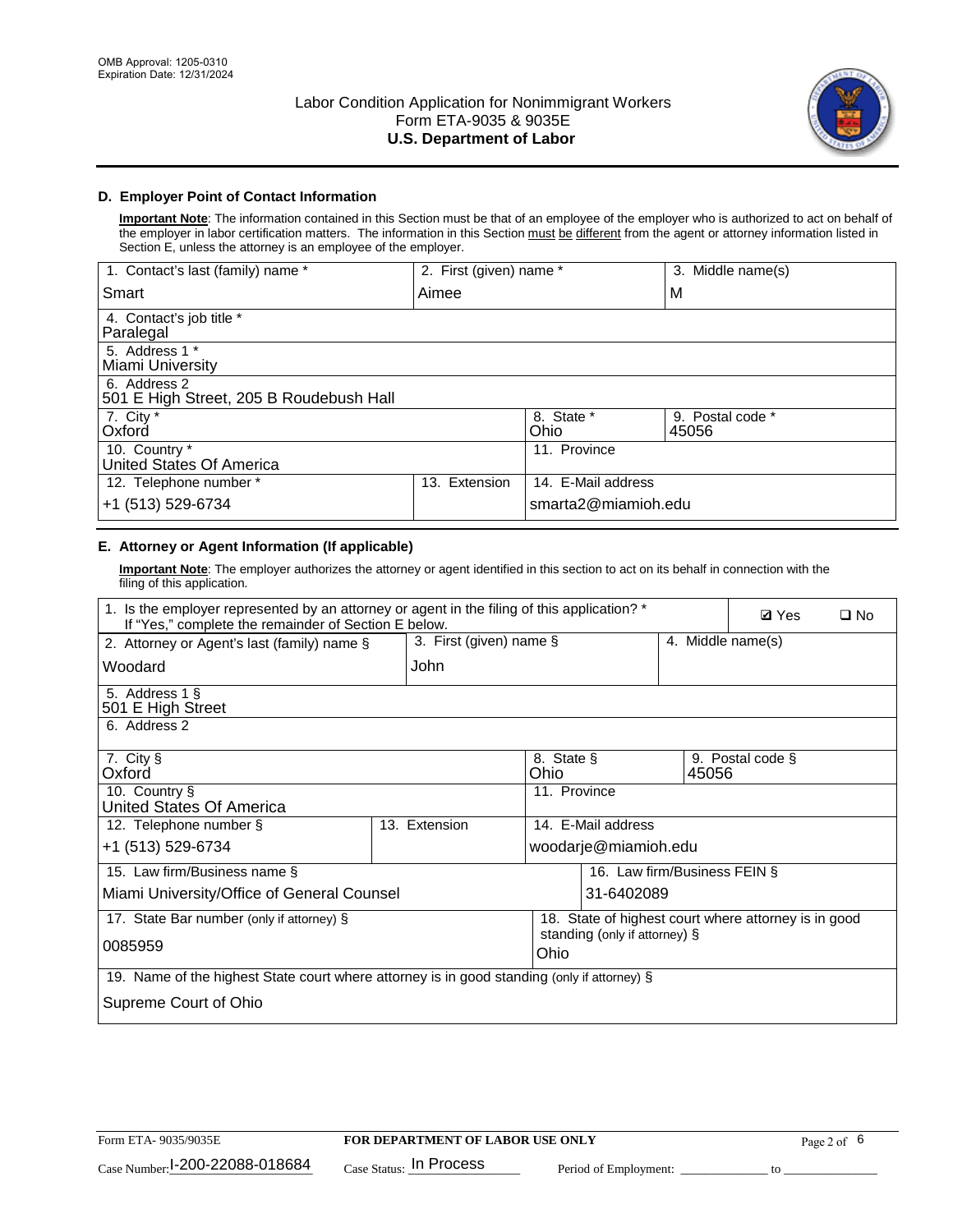OMB Approval: 1205-0310
Expiration Date: 12/31/2024

# Labor Condition Application for Nonimmigrant Workers
## Form ETA-9035 & 9035E
## U.S. Department of Labor

### D. Employer Point of Contact Information

**Important Note**: The information contained in this Section must be that of an employee of the employer who is authorized to act on behalf of the employer in labor certification matters. The information in this Section must be different from the agent or attorney information listed in Section E, unless the attorney is an employee of the employer.

| 1. Contact's last (family) name * | 2. First (given) name * | 3. Middle name(s) |
|---|---|---|
| Smart | Aimee | M |
| 4. Contact's job title * Paralegal | | |
| 5. Address 1 * Miami University | | |
| 6. Address 2 501 E High Street, 205 B Roudebush Hall | | |
| 7. City * Oxford | 8. State * Ohio | 9. Postal code * 45056 |
| 10. Country * United States Of America | 11. Province | |
| 12. Telephone number * +1 (513) 529-6734 | 13. Extension | 14. E-Mail address smarta2@miamioh.edu |

### E. Attorney or Agent Information (If applicable)

**Important Note**: The employer authorizes the attorney or agent identified in this section to act on its behalf in connection with the filing of this application.

| 1. Is the employer represented by an attorney or agent in the filing of this application? * If "Yes," complete the remainder of Section E below. | | ☑ Yes ☐ No |
|---|---|---|
| 2. Attorney or Agent's last (family) name § Woodard | 3. First (given) name § John | 4. Middle name(s) |
| 5. Address 1 § 501 E High Street | | |
| 6. Address 2 | | |
| 7. City § Oxford | 8. State § Ohio | 9. Postal code § 45056 |
| 10. Country § United States Of America | 11. Province | |
| 12. Telephone number § +1 (513) 529-6734 | 13. Extension | 14. E-Mail address woodarje@miamioh.edu |
| 15. Law firm/Business name § Miami University/Office of General Counsel | | 16. Law firm/Business FEIN § 31-6402089 |
| 17. State Bar number (only if attorney) § 0085959 | | 18. State of highest court where attorney is in good standing (only if attorney) § Ohio |
| 19. Name of the highest State court where attorney is in good standing (only if attorney) § Supreme Court of Ohio | | |

Form ETA- 9035/9035E | FOR DEPARTMENT OF LABOR USE ONLY

Case Number: I-200-22088-018684 Case Status: In Process Period of Employment: _____________ to _______________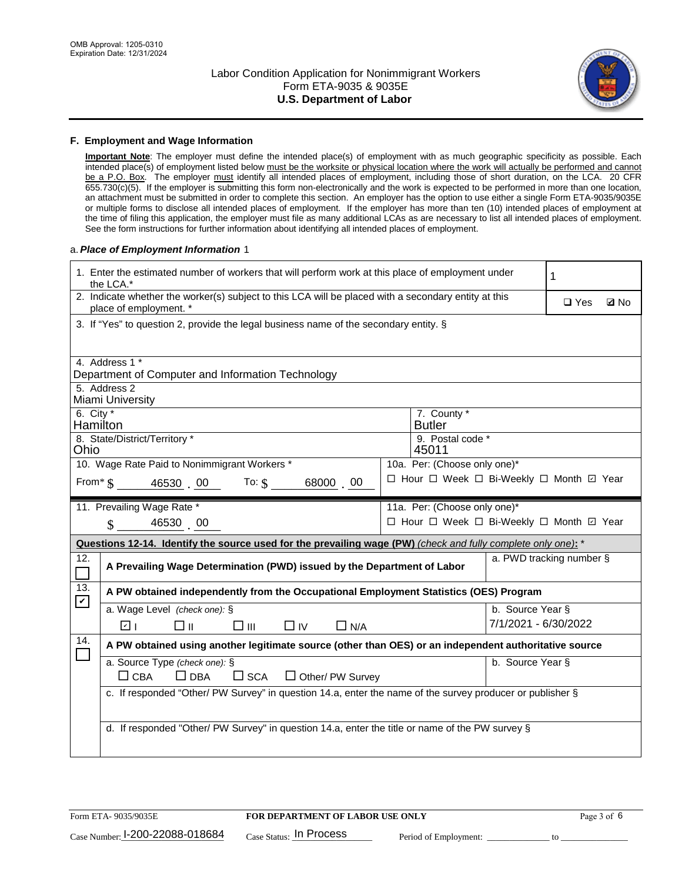OMB Approval: 1205-0310
Expiration Date: 12/31/2024

# Labor Condition Application for Nonimmigrant Workers
## Form ETA-9035 & 9035E
## U.S. Department of Labor

### F. Employment and Wage Information

**Important Note**: The employer must define the intended place(s) of employment with as much geographic specificity as possible. Each intended place(s) of employment listed below must be the worksite or physical location where the work will actually be performed and cannot be a P.O. Box. The employer must identify all intended places of employment, including those of short duration, on the LCA. 20 CFR 655.730(c)(5). If the employer is submitting this form non-electronically and the work is expected to be performed in more than one location, an attachment must be submitted in order to complete this section. An employer has the option to use either a single Form ETA-9035/9035E or multiple forms to disclose all intended places of employment. If the employer has more than ten (10) intended places of employment at the time of filing this application, the employer must file as many additional LCAs as are necessary to list all intended places of employment. See the form instructions for further information about identifying all intended places of employment.

a. *Place of Employment Information* 1

| | |
|---|---|
| 1. Enter the estimated number of workers that will perform work at this place of employment under the LCA.* | 1 |
| 2. Indicate whether the worker(s) subject to this LCA will be placed with a secondary entity at this place of employment. * | ☐ Yes ☑ No |
| 3. If "Yes" to question 2, provide the legal business name of the secondary entity. § | |
| 4. Address 1 * Department of Computer and Information Technology | |
| 5. Address 2 Miami University | |
| 6. City * Hamilton | 7. County * Butler |
| 8. State/District/Territory * Ohio | 9. Postal code * 45011 |
| 10. Wage Rate Paid to Nonimmigrant Workers * From* $ 46530 . 00 To: $ 68000 . 00 | 10a. Per: (Choose only one)* ☐ Hour ☐ Week ☐ Bi-Weekly ☐ Month ☑ Year |
| 11. Prevailing Wage Rate * $ 46530 . 00 | 11a. Per: (Choose only one)* ☐ Hour ☐ Week ☐ Bi-Weekly ☐ Month ☑ Year |

**Questions 12-14. Identify the source used for the prevailing wage (PW)** *(check and fully complete only one)*: *

| | | |
|---|---|---|
| 12. ☐ | A Prevailing Wage Determination (PWD) issued by the Department of Labor | a. PWD tracking number § |
| 13. ☑ | A PW obtained independently from the Occupational Employment Statistics (OES) Program | |
| | a. Wage Level *(check one)*: § ☑ I ☐ II ☐ III ☐ IV ☐ N/A | b. Source Year § 7/1/2021 - 6/30/2022 |
| 14. ☐ | A PW obtained using another legitimate source (other than OES) or an independent authoritative source | |
| | a. Source Type *(check one)*: § ☐ CBA ☐ DBA ☐ SCA ☐ Other/ PW Survey | b. Source Year § |
| | c. If responded "Other/ PW Survey" in question 14.a, enter the name of the survey producer or publisher § | |
| | d. If responded "Other/ PW Survey" in question 14.a, enter the title or name of the PW survey § | |

Form ETA- 9035/9035E — **FOR DEPARTMENT OF LABOR USE ONLY**

Case Number: I-200-22088-018684 Case Status: In Process Period of Employment: ____________ to ____________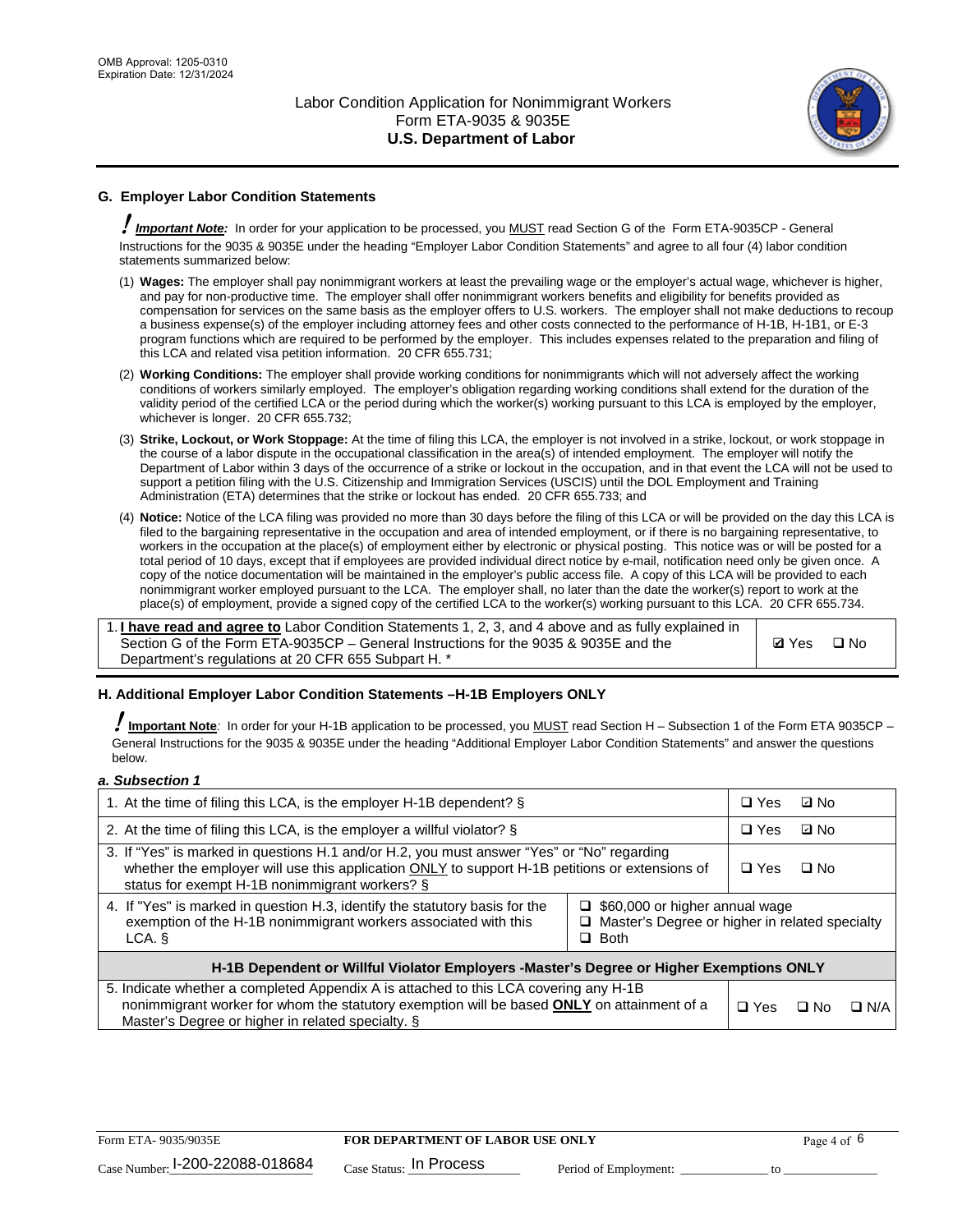## G. Employer Labor Condition Statements

! ***Important Note:*** In order for your application to be processed, you MUST read Section G of the Form ETA-9035CP - General Instructions for the 9035 & 9035E under the heading "Employer Labor Condition Statements" and agree to all four (4) labor condition statements summarized below:

(1) **Wages:** The employer shall pay nonimmigrant workers at least the prevailing wage or the employer's actual wage, whichever is higher, and pay for non-productive time. The employer shall offer nonimmigrant workers benefits and eligibility for benefits provided as compensation for services on the same basis as the employer offers to U.S. workers. The employer shall not make deductions to recoup a business expense(s) of the employer including attorney fees and other costs connected to the performance of H-1B, H-1B1, or E-3 program functions which are required to be performed by the employer. This includes expenses related to the preparation and filing of this LCA and related visa petition information. 20 CFR 655.731;

(2) **Working Conditions:** The employer shall provide working conditions for nonimmigrants which will not adversely affect the working conditions of workers similarly employed. The employer's obligation regarding working conditions shall extend for the duration of the validity period of the certified LCA or the period during which the worker(s) working pursuant to this LCA is employed by the employer, whichever is longer. 20 CFR 655.732;

(3) **Strike, Lockout, or Work Stoppage:** At the time of filing this LCA, the employer is not involved in a strike, lockout, or work stoppage in the course of a labor dispute in the occupational classification in the area(s) of intended employment. The employer will notify the Department of Labor within 3 days of the occurrence of a strike or lockout in the occupation, and in that event the LCA will not be used to support a petition filing with the U.S. Citizenship and Immigration Services (USCIS) until the DOL Employment and Training Administration (ETA) determines that the strike or lockout has ended. 20 CFR 655.733; and

(4) **Notice:** Notice of the LCA filing was provided no more than 30 days before the filing of this LCA or will be provided on the day this LCA is filed to the bargaining representative in the occupation and area of intended employment, or if there is no bargaining representative, to workers in the occupation at the place(s) of employment either by electronic or physical posting. This notice was or will be posted for a total period of 10 days, except that if employees are provided individual direct notice by e-mail, notification need only be given once. A copy of the notice documentation will be maintained in the employer's public access file. A copy of this LCA will be provided to each nonimmigrant worker employed pursuant to the LCA. The employer shall, no later than the date the worker(s) report to work at the place(s) of employment, provide a signed copy of the certified LCA to the worker(s) working pursuant to this LCA. 20 CFR 655.734.

| | |
|---|---|
| 1. **I have read and agree to** Labor Condition Statements 1, 2, 3, and 4 above and as fully explained in Section G of the Form ETA-9035CP – General Instructions for the 9035 & 9035E and the Department's regulations at 20 CFR 655 Subpart H. * | ☑ Yes ☐ No |

## H. Additional Employer Labor Condition Statements –H-1B Employers ONLY

! **Important Note**: In order for your H-1B application to be processed, you MUST read Section H – Subsection 1 of the Form ETA 9035CP – General Instructions for the 9035 & 9035E under the heading "Additional Employer Labor Condition Statements" and answer the questions below.

*a. Subsection 1*

| | | |
|---|---|---|
| 1. At the time of filing this LCA, is the employer H-1B dependent? § | | ☐ Yes ☑ No |
| 2. At the time of filing this LCA, is the employer a willful violator? § | | ☐ Yes ☑ No |
| 3. If "Yes" is marked in questions H.1 and/or H.2, you must answer "Yes" or "No" regarding whether the employer will use this application ONLY to support H-1B petitions or extensions of status for exempt H-1B nonimmigrant workers? § | | ☐ Yes ☐ No |
| 4. If "Yes" is marked in question H.3, identify the statutory basis for the exemption of the H-1B nonimmigrant workers associated with this LCA. § | ☐ $60,000 or higher annual wage<br>☐ Master's Degree or higher in related specialty<br>☐ Both | |
| **H-1B Dependent or Willful Violator Employers -Master's Degree or Higher Exemptions ONLY** | | |
| 5. Indicate whether a completed Appendix A is attached to this LCA covering any H-1B nonimmigrant worker for whom the statutory exemption will be based **ONLY** on attainment of a Master's Degree or higher in related specialty. § | | ☐ Yes ☐ No ☐ N/A |

Case Number: I-200-22088-018684 Case Status: In Process Period of Employment: _____________ to _____________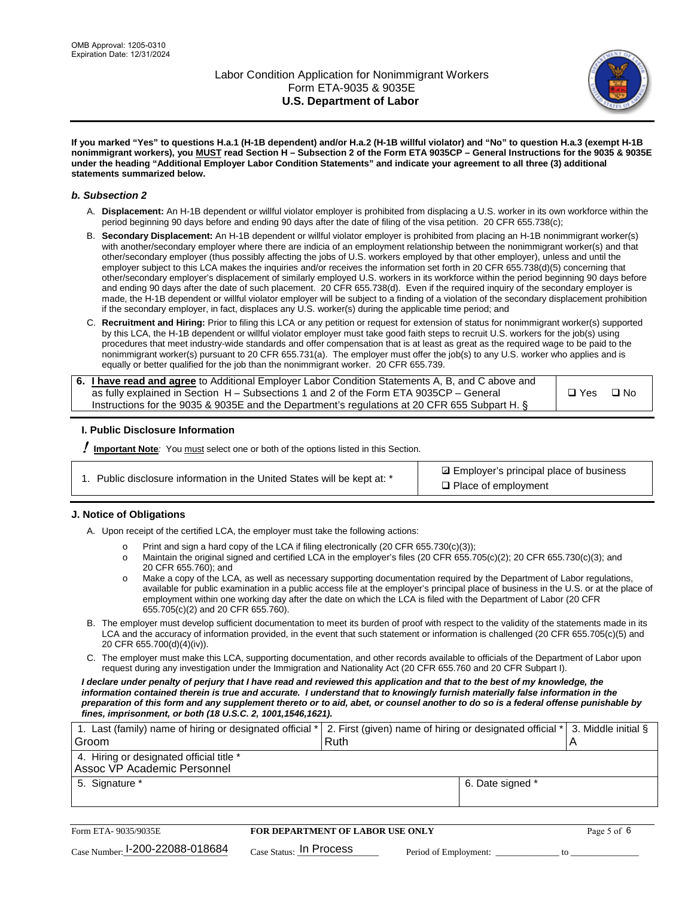**If you marked "Yes" to questions H.a.1 (H-1B dependent) and/or H.a.2 (H-1B willful violator) and "No" to question H.a.3 (exempt H-1B nonimmigrant workers), you MUST read Section H – Subsection 2 of the Form ETA 9035CP – General Instructions for the 9035 & 9035E under the heading "Additional Employer Labor Condition Statements" and indicate your agreement to all three (3) additional statements summarized below.**

### *b. Subsection 2*

A. **Displacement:** An H-1B dependent or willful violator employer is prohibited from displacing a U.S. worker in its own workforce within the period beginning 90 days before and ending 90 days after the date of filing of the visa petition. 20 CFR 655.738(c);

B. **Secondary Displacement:** An H-1B dependent or willful violator employer is prohibited from placing an H-1B nonimmigrant worker(s) with another/secondary employer where there are indicia of an employment relationship between the nonimmigrant worker(s) and that other/secondary employer (thus possibly affecting the jobs of U.S. workers employed by that other employer), unless and until the employer subject to this LCA makes the inquiries and/or receives the information set forth in 20 CFR 655.738(d)(5) concerning that other/secondary employer's displacement of similarly employed U.S. workers in its workforce within the period beginning 90 days before and ending 90 days after the date of such placement. 20 CFR 655.738(d). Even if the required inquiry of the secondary employer is made, the H-1B dependent or willful violator employer will be subject to a finding of a violation of the secondary displacement prohibition if the secondary employer, in fact, displaces any U.S. worker(s) during the applicable time period; and

C. **Recruitment and Hiring:** Prior to filing this LCA or any petition or request for extension of status for nonimmigrant worker(s) supported by this LCA, the H-1B dependent or willful violator employer must take good faith steps to recruit U.S. workers for the job(s) using procedures that meet industry-wide standards and offer compensation that is at least as great as the required wage to be paid to the nonimmigrant worker(s) pursuant to 20 CFR 655.731(a). The employer must offer the job(s) to any U.S. worker who applies and is equally or better qualified for the job than the nonimmigrant worker. 20 CFR 655.739.

| 6. **I have read and agree** to Additional Employer Labor Condition Statements A, B, and C above and as fully explained in Section H – Subsections 1 and 2 of the Form ETA 9035CP – General Instructions for the 9035 & 9035E and the Department's regulations at 20 CFR 655 Subpart H. § | ❑ Yes ❑ No |
|---|---|

## I. Public Disclosure Information

**! Important Note***:* You must select one or both of the options listed in this Section.

| 1. Public disclosure information in the United States will be kept at: * | ☑ Employer's principal place of business<br>❑ Place of employment |
|---|---|

## J. Notice of Obligations

A. Upon receipt of the certified LCA, the employer must take the following actions:

- o Print and sign a hard copy of the LCA if filing electronically (20 CFR 655.730(c)(3));
- o Maintain the original signed and certified LCA in the employer's files (20 CFR 655.705(c)(2); 20 CFR 655.730(c)(3); and 20 CFR 655.760); and
- o Make a copy of the LCA, as well as necessary supporting documentation required by the Department of Labor regulations, available for public examination in a public access file at the employer's principal place of business in the U.S. or at the place of employment within one working day after the date on which the LCA is filed with the Department of Labor (20 CFR 655.705(c)(2) and 20 CFR 655.760).

B. The employer must develop sufficient documentation to meet its burden of proof with respect to the validity of the statements made in its LCA and the accuracy of information provided, in the event that such statement or information is challenged (20 CFR 655.705(c)(5) and 20 CFR 655.700(d)(4)(iv)).

C. The employer must make this LCA, supporting documentation, and other records available to officials of the Department of Labor upon request during any investigation under the Immigration and Nationality Act (20 CFR 655.760 and 20 CFR Subpart I).

***I declare under penalty of perjury that I have read and reviewed this application and that to the best of my knowledge, the information contained therein is true and accurate. I understand that to knowingly furnish materially false information in the preparation of this form and any supplement thereto or to aid, abet, or counsel another to do so is a federal offense punishable by fines, imprisonment, or both (18 U.S.C. 2, 1001,1546,1621).***

| 1. Last (family) name of hiring or designated official *<br>Groom | 2. First (given) name of hiring or designated official *<br>Ruth | 3. Middle initial §<br>A |
|---|---|---|
| 4. Hiring or designated official title *<br>Assoc VP Academic Personnel | | |
| 5. Signature * | 6. Date signed * | |

Form ETA- 9035/9035E | **FOR DEPARTMENT OF LABOR USE ONLY**

Case Number: I-200-22088-018684 Case Status: In Process Period of Employment: _____________ to ______________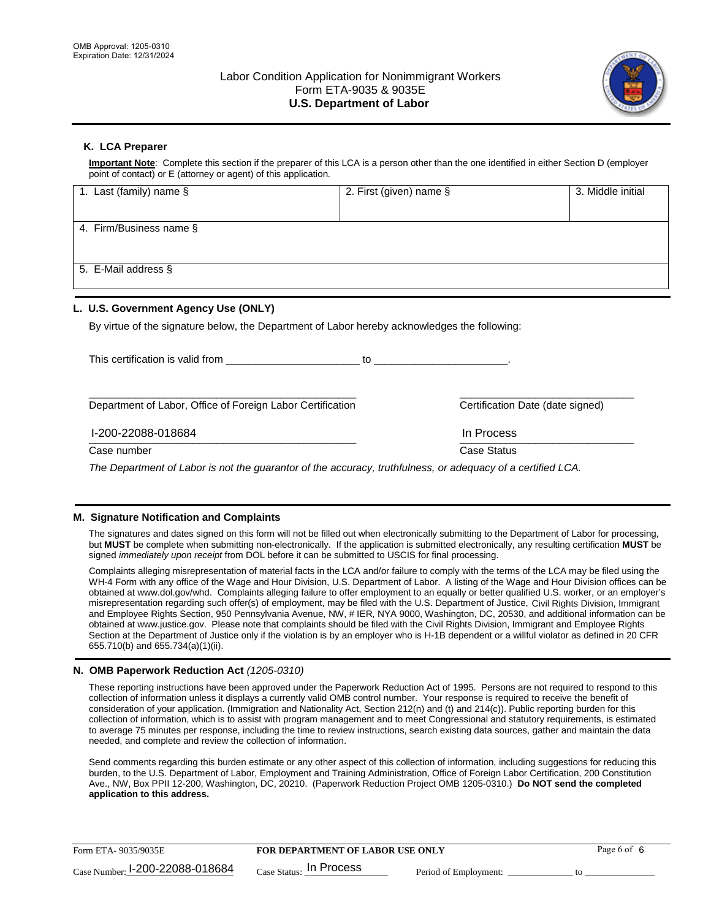OMB Approval: 1205-0310
Expiration Date: 12/31/2024

Labor Condition Application for Nonimmigrant Workers
Form ETA-9035 & 9035E
**U.S. Department of Labor**

### K. LCA Preparer

**Important Note**: Complete this section if the preparer of this LCA is a person other than the one identified in either Section D (employer point of contact) or E (attorney or agent) of this application.

| 1. Last (family) name § | 2. First (given) name § | 3. Middle initial |
|---|---|---|
| 4. Firm/Business name § | | |
| 5. E-Mail address § | | |

### L. U.S. Government Agency Use (ONLY)

By virtue of the signature below, the Department of Labor hereby acknowledges the following:

This certification is valid from ______________________ to ______________________.

Department of Labor, Office of Foreign Labor Certification

Certification Date (date signed)

I-200-22088-018684
Case number

In Process
Case Status

*The Department of Labor is not the guarantor of the accuracy, truthfulness, or adequacy of a certified LCA.*

### M. Signature Notification and Complaints

The signatures and dates signed on this form will not be filled out when electronically submitting to the Department of Labor for processing, but **MUST** be complete when submitting non-electronically. If the application is submitted electronically, any resulting certification **MUST** be signed *immediately upon receipt* from DOL before it can be submitted to USCIS for final processing.

Complaints alleging misrepresentation of material facts in the LCA and/or failure to comply with the terms of the LCA may be filed using the WH-4 Form with any office of the Wage and Hour Division, U.S. Department of Labor. A listing of the Wage and Hour Division offices can be obtained at www.dol.gov/whd. Complaints alleging failure to offer employment to an equally or better qualified U.S. worker, or an employer's misrepresentation regarding such offer(s) of employment, may be filed with the U.S. Department of Justice, Civil Rights Division, Immigrant and Employee Rights Section, 950 Pennsylvania Avenue, NW, # IER, NYA 9000, Washington, DC, 20530, and additional information can be obtained at www.justice.gov. Please note that complaints should be filed with the Civil Rights Division, Immigrant and Employee Rights Section at the Department of Justice only if the violation is by an employer who is H-1B dependent or a willful violator as defined in 20 CFR 655.710(b) and 655.734(a)(1)(ii).

### N. OMB Paperwork Reduction Act *(1205-0310)*

These reporting instructions have been approved under the Paperwork Reduction Act of 1995. Persons are not required to respond to this collection of information unless it displays a currently valid OMB control number. Your response is required to receive the benefit of consideration of your application. (Immigration and Nationality Act, Section 212(n) and (t) and 214(c)). Public reporting burden for this collection of information, which is to assist with program management and to meet Congressional and statutory requirements, is estimated to average 75 minutes per response, including the time to review instructions, search existing data sources, gather and maintain the data needed, and complete and review the collection of information.

Send comments regarding this burden estimate or any other aspect of this collection of information, including suggestions for reducing this burden, to the U.S. Department of Labor, Employment and Training Administration, Office of Foreign Labor Certification, 200 Constitution Ave., NW, Box PPII 12-200, Washington, DC, 20210. (Paperwork Reduction Project OMB 1205-0310.) **Do NOT send the completed application to this address.**